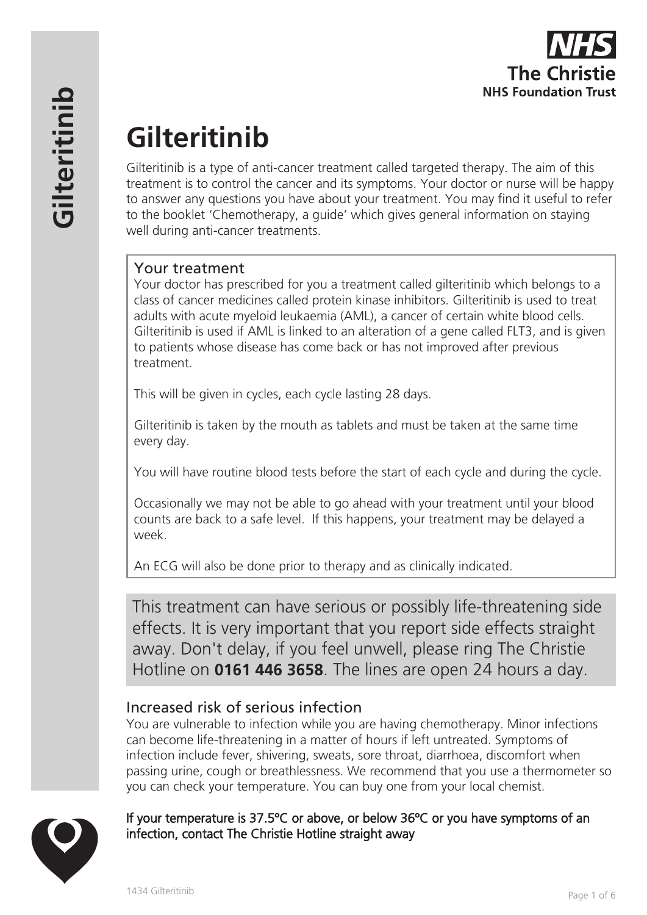# Gilteritinib

Gilteritinib is a type of anti-cancer treatment called targeted therapy. The aim of this treatment is to control the cancer and its symptoms. Your doctor or nurse will be happy to answer any questions you have about your treatment. You may find it useful to refer to the booklet 'Chemotherapy, a guide' which gives general information on staying well during anti-cancer treatments.

## Your treatment

Your doctor has prescribed for you a treatment called gilteritinib which belongs to a class of cancer medicines called protein kinase inhibitors. Gilteritinib is used to treat adults with acute myeloid leukaemia (AML), a cancer of certain white blood cells. Gilteritinib is used if AML is linked to an alteration of a gene called FLT3, and is given to patients whose disease has come back or has not improved after previous treatment.

This will be given in cycles, each cycle lasting 28 days.

Gilteritinib is taken by the mouth as tablets and must be taken at the same time every day.

You will have routine blood tests before the start of each cycle and during the cycle.

Occasionally we may not be able to go ahead with your treatment until your blood counts are back to a safe level. If this happens, your treatment may be delayed a week.

An ECG will also be done prior to therapy and as clinically indicated.

This treatment can have serious or possibly life-threatening side effects. It is very important that you report side effects straight away. Don't delay, if you feel unwell, please ring The Christie Hotline on **0161 446 3658**. The lines are open 24 hours a day.

## Increased risk of serious infection

You are vulnerable to infection while you are having chemotherapy. Minor infections can become life-threatening in a matter of hours if left untreated. Symptoms of infection include fever, shivering, sweats, sore throat, diarrhoea, discomfort when passing urine, cough or breathlessness. We recommend that you use a thermometer so you can check your temperature. You can buy one from your local chemist.

If your temperature is 37.5°C or above, or below 36°C or you have symptoms of an infection, contact The Christie Hotline straight away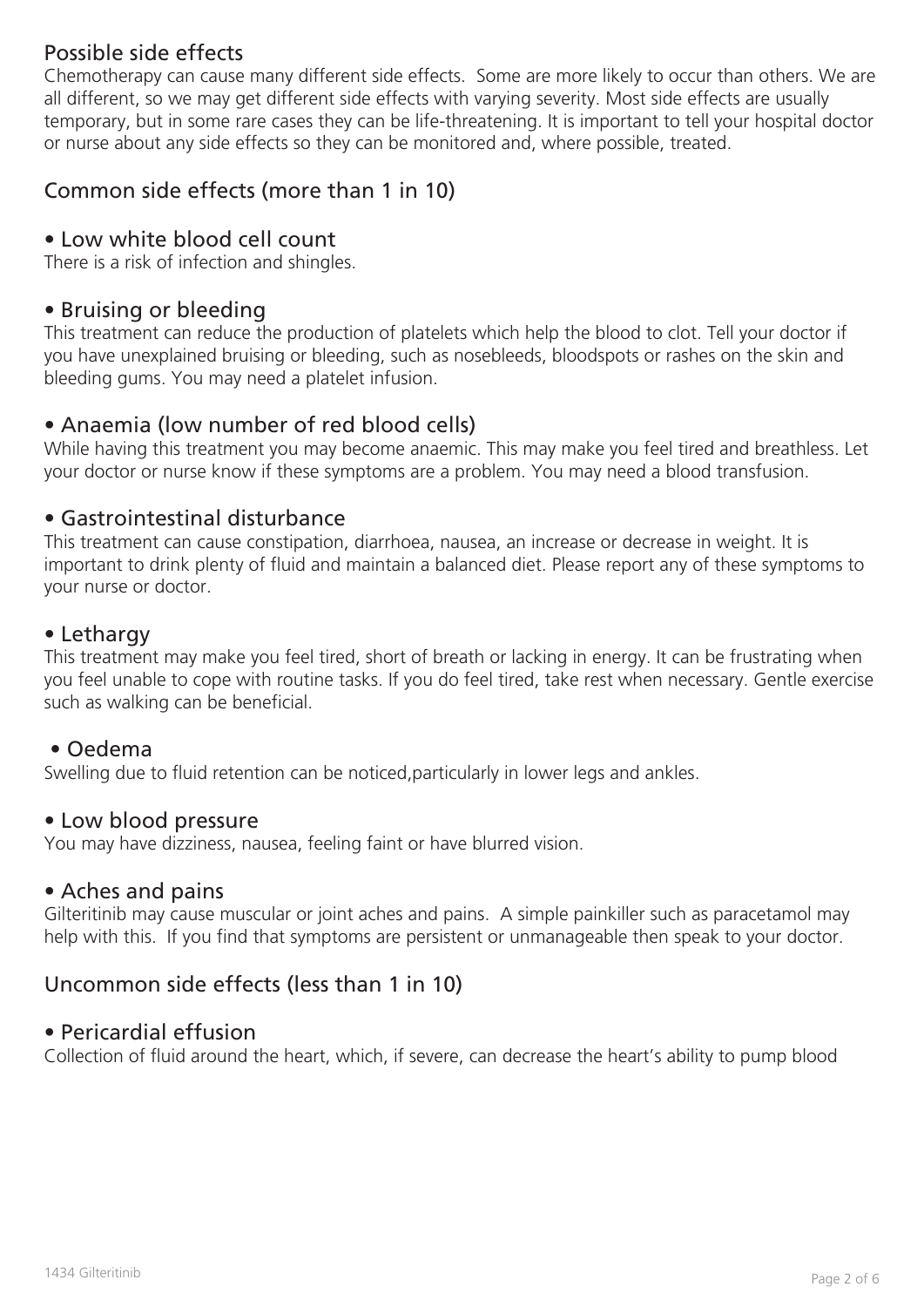## Possible side effects

Chemotherapy can cause many different side effects. Some are more likely to occur than others. We are all different, so we may get different side effects with varying severity. Most side effects are usually temporary, but in some rare cases they can be life-threatening. It is important to tell your hospital doctor or nurse about any side effects so they can be monitored and, where possible, treated.

## Common side effects (more than 1 in 10)

### • Low white blood cell count

There is a risk of infection and shingles.

### • Bruising or bleeding

This treatment can reduce the production of platelets which help the blood to clot. Tell your doctor if you have unexplained bruising or bleeding, such as nosebleeds, bloodspots or rashes on the skin and bleeding gums. You may need a platelet infusion.

### • Anaemia (low number of red blood cells)

While having this treatment you may become anaemic. This may make you feel tired and breathless. Let your doctor or nurse know if these symptoms are a problem. You may need a blood transfusion.

### • Gastrointestinal disturbance

This treatment can cause constipation, diarrhoea, nausea, an increase or decrease in weight. It is important to drink plenty of fluid and maintain a balanced diet. Please report any of these symptoms to your nurse or doctor.

### • Lethargy

This treatment may make you feel tired, short of breath or lacking in energy. It can be frustrating when you feel unable to cope with routine tasks. If you do feel tired, take rest when necessary. Gentle exercise such as walking can be beneficial.

### • Oedema

Swelling due to fluid retention can be noticed,particularly in lower legs and ankles.

### • Low blood pressure

You may have dizziness, nausea, feeling faint or have blurred vision.

### • Aches and pains

Gilteritinib may cause muscular or joint aches and pains. A simple painkiller such as paracetamol may help with this. If you find that symptoms are persistent or unmanageable then speak to your doctor.

## Uncommon side effects (less than 1 in 10)

### • Pericardial effusion

Collection of fluid around the heart, which, if severe, can decrease the heart's ability to pump blood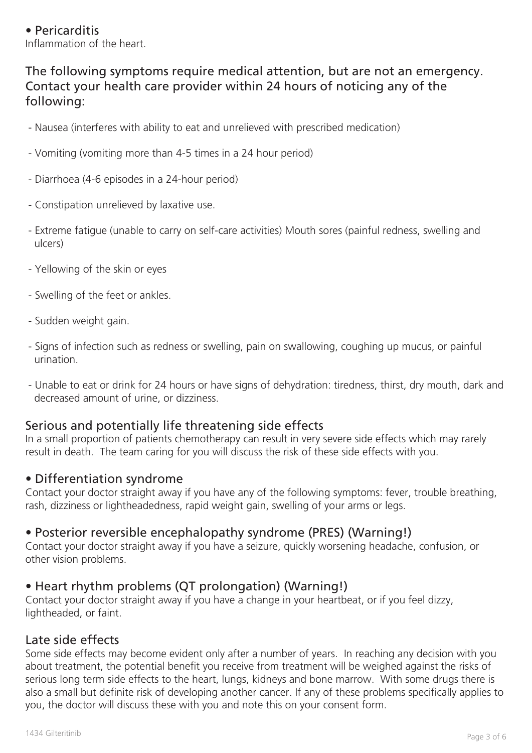• Pericarditis

Inflammation of the heart.

## The following symptoms require medical attention, but are not an emergency. Contact your health care provider within 24 hours of noticing any of the following:

- Nausea (interferes with ability to eat and unrelieved with prescribed medication)
- Vomiting (vomiting more than 4-5 times in a 24 hour period)
- Diarrhoea (4-6 episodes in a 24-hour period)
- Constipation unrelieved by laxative use.
- Extreme fatigue (unable to carry on self-care activities) Mouth sores (painful redness, swelling and ulcers)
- Yellowing of the skin or eyes
- Swelling of the feet or ankles.
- Sudden weight gain.
- Signs of infection such as redness or swelling, pain on swallowing, coughing up mucus, or painful urination.
- Unable to eat or drink for 24 hours or have signs of dehydration: tiredness, thirst, dry mouth, dark and decreased amount of urine, or dizziness.

## Serious and potentially life threatening side effects

In a small proportion of patients chemotherapy can result in very severe side effects which may rarely result in death. The team caring for you will discuss the risk of these side effects with you.

### • Differentiation syndrome

Contact your doctor straight away if you have any of the following symptoms: fever, trouble breathing, rash, dizziness or lightheadedness, rapid weight gain, swelling of your arms or legs.

### • Posterior reversible encephalopathy syndrome (PRES) (Warning!)

Contact your doctor straight away if you have a seizure, quickly worsening headache, confusion, or other vision problems.

### • Heart rhythm problems (QT prolongation) (Warning!)

Contact your doctor straight away if you have a change in your heartbeat, or if you feel dizzy, lightheaded, or faint.

## Late side effects

Some side effects may become evident only after a number of years. In reaching any decision with you about treatment, the potential benefit you receive from treatment will be weighed against the risks of serious long term side effects to the heart, lungs, kidneys and bone marrow. With some drugs there is also a small but definite risk of developing another cancer. If any of these problems specifically applies to you, the doctor will discuss these with you and note this on your consent form.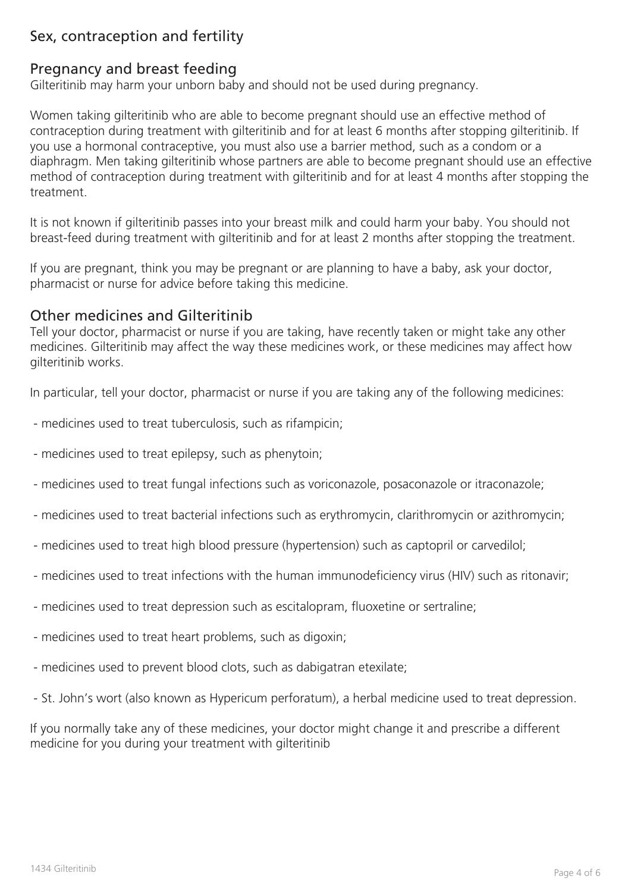## Sex, contraception and fertility

### Pregnancy and breast feeding

Gilteritinib may harm your unborn baby and should not be used during pregnancy.

Women taking gilteritinib who are able to become pregnant should use an effective method of contraception during treatment with gilteritinib and for at least 6 months after stopping gilteritinib. If you use a hormonal contraceptive, you must also use a barrier method, such as a condom or a diaphragm. Men taking gilteritinib whose partners are able to become pregnant should use an effective method of contraception during treatment with gilteritinib and for at least 4 months after stopping the treatment.

It is not known if gilteritinib passes into your breast milk and could harm your baby. You should not breast-feed during treatment with gilteritinib and for at least 2 months after stopping the treatment.

If you are pregnant, think you may be pregnant or are planning to have a baby, ask your doctor, pharmacist or nurse for advice before taking this medicine.

### Other medicines and Gilteritinib

Tell your doctor, pharmacist or nurse if you are taking, have recently taken or might take any other medicines. Gilteritinib may affect the way these medicines work, or these medicines may affect how gilteritinib works.

In particular, tell your doctor, pharmacist or nurse if you are taking any of the following medicines:

- medicines used to treat tuberculosis, such as rifampicin;
- medicines used to treat epilepsy, such as phenytoin;
- medicines used to treat fungal infections such as voriconazole, posaconazole or itraconazole;
- medicines used to treat bacterial infections such as erythromycin, clarithromycin or azithromycin;
- medicines used to treat high blood pressure (hypertension) such as captopril or carvedilol;
- medicines used to treat infections with the human immunodeficiency virus (HIV) such as ritonavir;
- medicines used to treat depression such as escitalopram, fluoxetine or sertraline;
- medicines used to treat heart problems, such as digoxin;
- medicines used to prevent blood clots, such as dabigatran etexilate;
- St. John's wort (also known as Hypericum perforatum), a herbal medicine used to treat depression.

If you normally take any of these medicines, your doctor might change it and prescribe a different medicine for you during your treatment with gilteritinib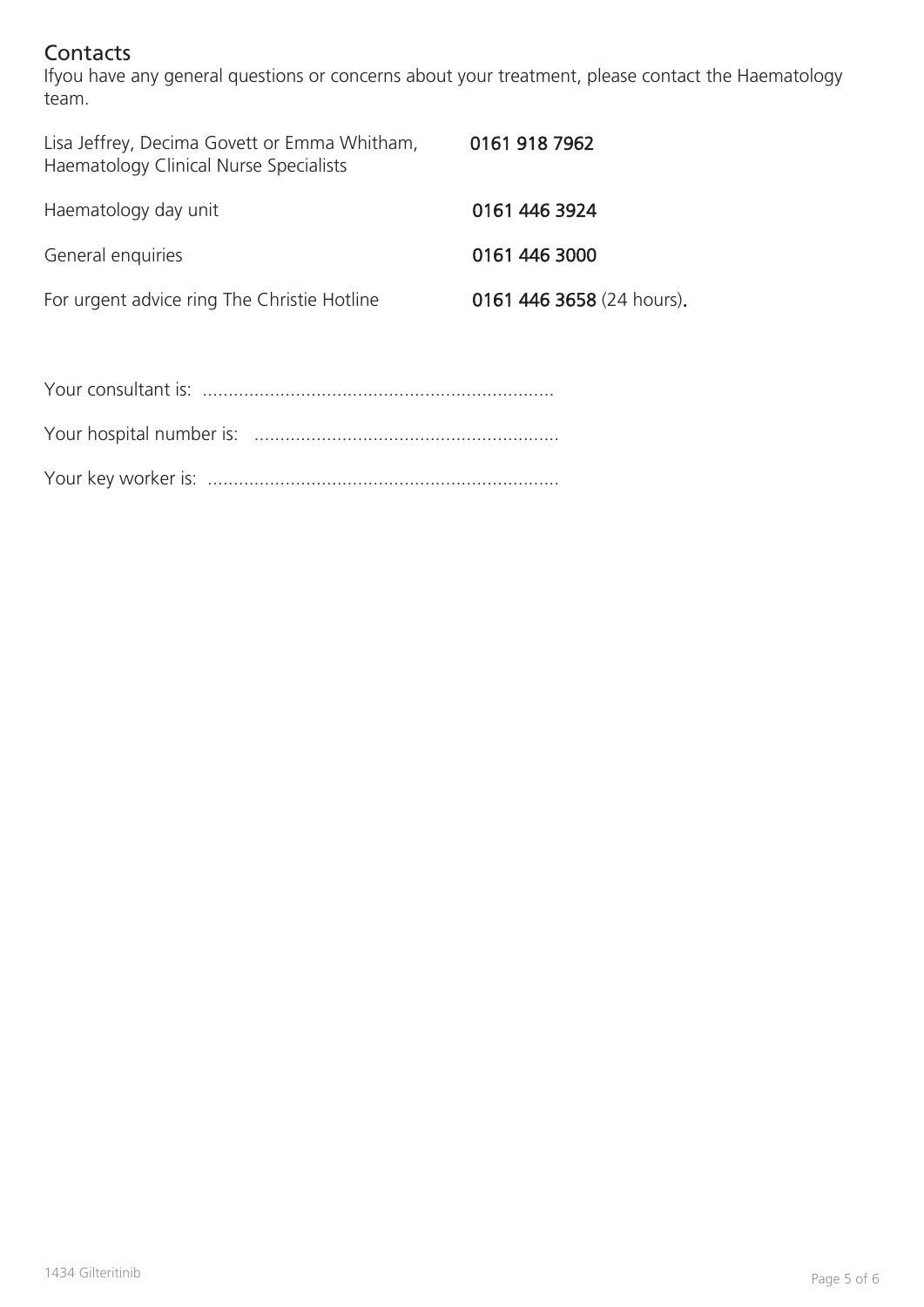## Contacts

Ifyou have any general questions or concerns about your treatment, please contact the Haematology team.

| | |
|---|---|
| Lisa Jeffrey, Decima Govett or Emma Whitham, Haematology Clinical Nurse Specialists | **0161 918 7962** |
| Haematology day unit | **0161 446 3924** |
| General enquiries | **0161 446 3000** |
| For urgent advice ring The Christie Hotline | **0161 446 3658** (24 hours). |

Your consultant is: ....................................................................

Your hospital number is: ..........................................................

Your key worker is: ....................................................................

1434 Gilteritinib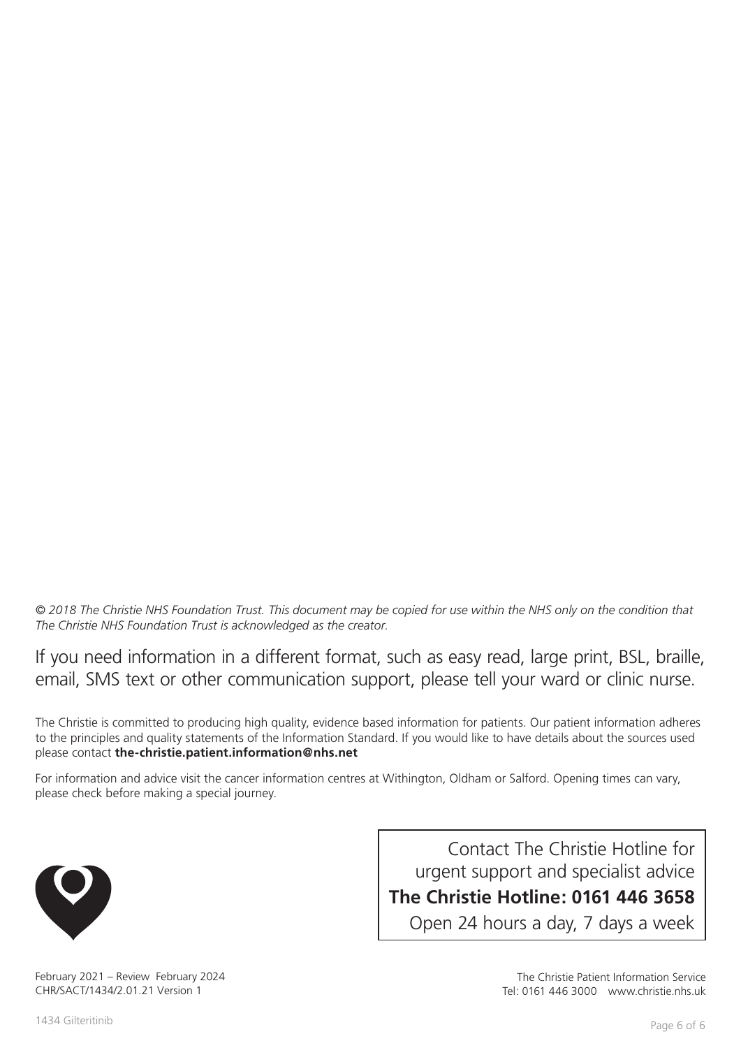*© 2018 The Christie NHS Foundation Trust. This document may be copied for use within the NHS only on the condition that The Christie NHS Foundation Trust is acknowledged as the creator.*

If you need information in a different format, such as easy read, large print, BSL, braille, email, SMS text or other communication support, please tell your ward or clinic nurse.

The Christie is committed to producing high quality, evidence based information for patients. Our patient information adheres to the principles and quality statements of the Information Standard. If you would like to have details about the sources used please contact **the-christie.patient.information@nhs.net**

For information and advice visit the cancer information centres at Withington, Oldham or Salford. Opening times can vary, please check before making a special journey.

Contact The Christie Hotline for urgent support and specialist advice

**The Christie Hotline: 0161 446 3658**

Open 24 hours a day, 7 days a week

February 2021 – Review February 2024
CHR/SACT/1434/2.01.21 Version 1

The Christie Patient Information Service
Tel: 0161 446 3000 www.christie.nhs.uk

1434 Gilteritinib